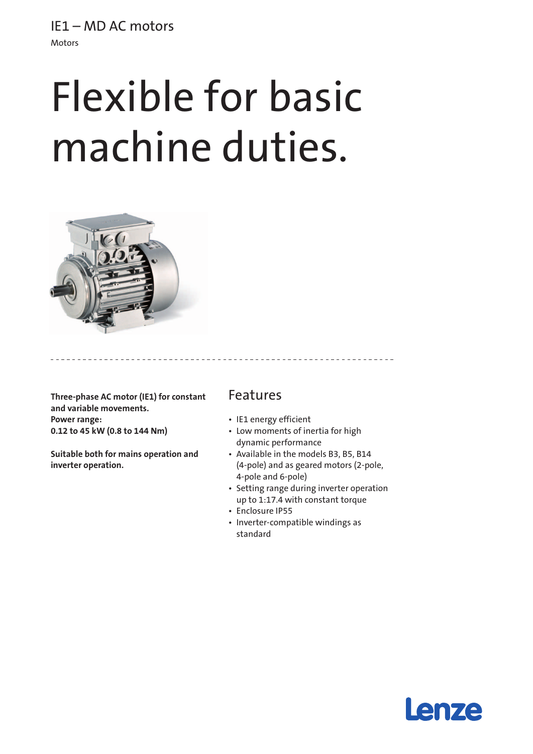IE1 – MD AC motors

Motors

# Flexible for basic machine duties.

**Three-phase AC motor (IE1) for constant and variable movements.**
**Power range:**
**0.12 to 45 kW (0.8 to 144 Nm)**

**Suitable both for mains operation and inverter operation.**

## Features

- IE1 energy efficient
- Low moments of inertia for high dynamic performance
- Available in the models B3, B5, B14 (4-pole) and as geared motors (2-pole, 4-pole and 6-pole)
- Setting range during inverter operation up to 1:17.4 with constant torque
- Enclosure IP55
- Inverter-compatible windings as standard

Lenze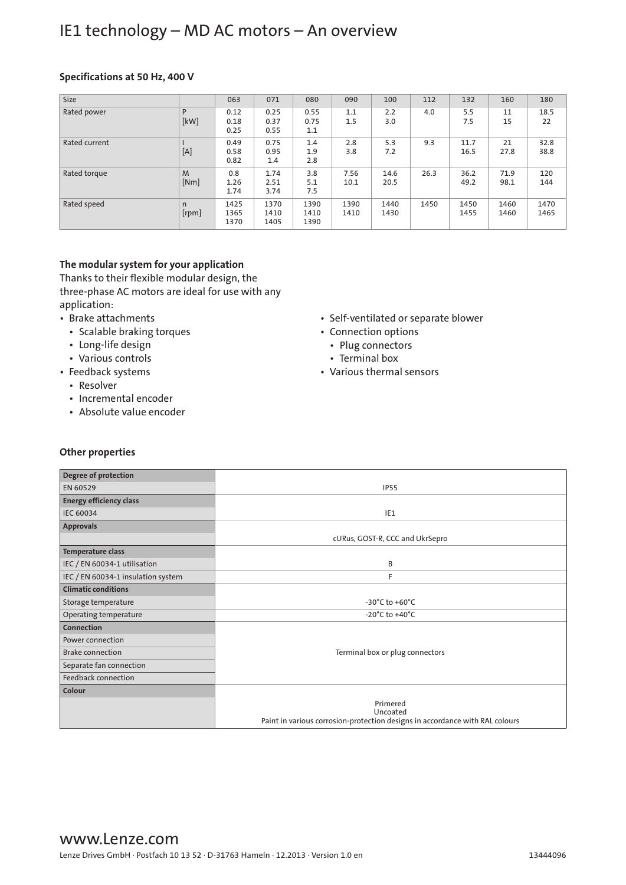# IE1 technology – MD AC motors – An overview

**Specifications at 50 Hz, 400 V**

| Size | | 063 | 071 | 080 | 090 | 100 | 112 | 132 | 160 | 180 |
|---|---|---|---|---|---|---|---|---|---|---|
| Rated power | P [kW] | 0.12<br>0.18<br>0.25 | 0.25<br>0.37<br>0.55 | 0.55<br>0.75<br>1.1 | 1.1<br>1.5 | 2.2<br>3.0 | 4.0 | 5.5<br>7.5 | 11<br>15 | 18.5<br>22 |
| Rated current | I [A] | 0.49<br>0.58<br>0.82 | 0.75<br>0.95<br>1.4 | 1.4<br>1.9<br>2.8 | 2.8<br>3.8 | 5.3<br>7.2 | 9.3 | 11.7<br>16.5 | 21<br>27.8 | 32.8<br>38.8 |
| Rated torque | M [Nm] | 0.8<br>1.26<br>1.74 | 1.74<br>2.51<br>3.74 | 3.8<br>5.1<br>7.5 | 7.56<br>10.1 | 14.6<br>20.5 | 26.3 | 36.2<br>49.2 | 71.9<br>98.1 | 120<br>144 |
| Rated speed | n [rpm] | 1425<br>1365<br>1370 | 1370<br>1410<br>1405 | 1390<br>1410<br>1390 | 1390<br>1410 | 1440<br>1430 | 1450 | 1450<br>1455 | 1460<br>1460 | 1470<br>1465 |

**The modular system for your application**

Thanks to their flexible modular design, the three-phase AC motors are ideal for use with any application:

- Brake attachments
  - Scalable braking torques
  - Long-life design
  - Various controls
- Feedback systems
  - Resolver
  - Incremental encoder
  - Absolute value encoder
- Self-ventilated or separate blower
- Connection options
  - Plug connectors
  - Terminal box
- Various thermal sensors

**Other properties**

| | |
|---|---|
| **Degree of protection** | |
| EN 60529 | IP55 |
| **Energy efficiency class** | |
| IEC 60034 | IE1 |
| **Approvals** | |
| | cURus, GOST-R, CCC and UkrSepro |
| **Temperature class** | |
| IEC / EN 60034-1 utilisation | B |
| IEC / EN 60034-1 insulation system | F |
| **Climatic conditions** | |
| Storage temperature | -30°C to +60°C |
| Operating temperature | -20°C to +40°C |
| **Connection** | |
| Power connection | Terminal box or plug connectors |
| Brake connection | |
| Separate fan connection | |
| Feedback connection | |
| **Colour** | |
| | Primered<br>Uncoated<br>Paint in various corrosion-protection designs in accordance with RAL colours |

www.Lenze.com

Lenze Drives GmbH · Postfach 10 13 52 · D-31763 Hameln · 12.2013 · Version 1.0 en 13444096